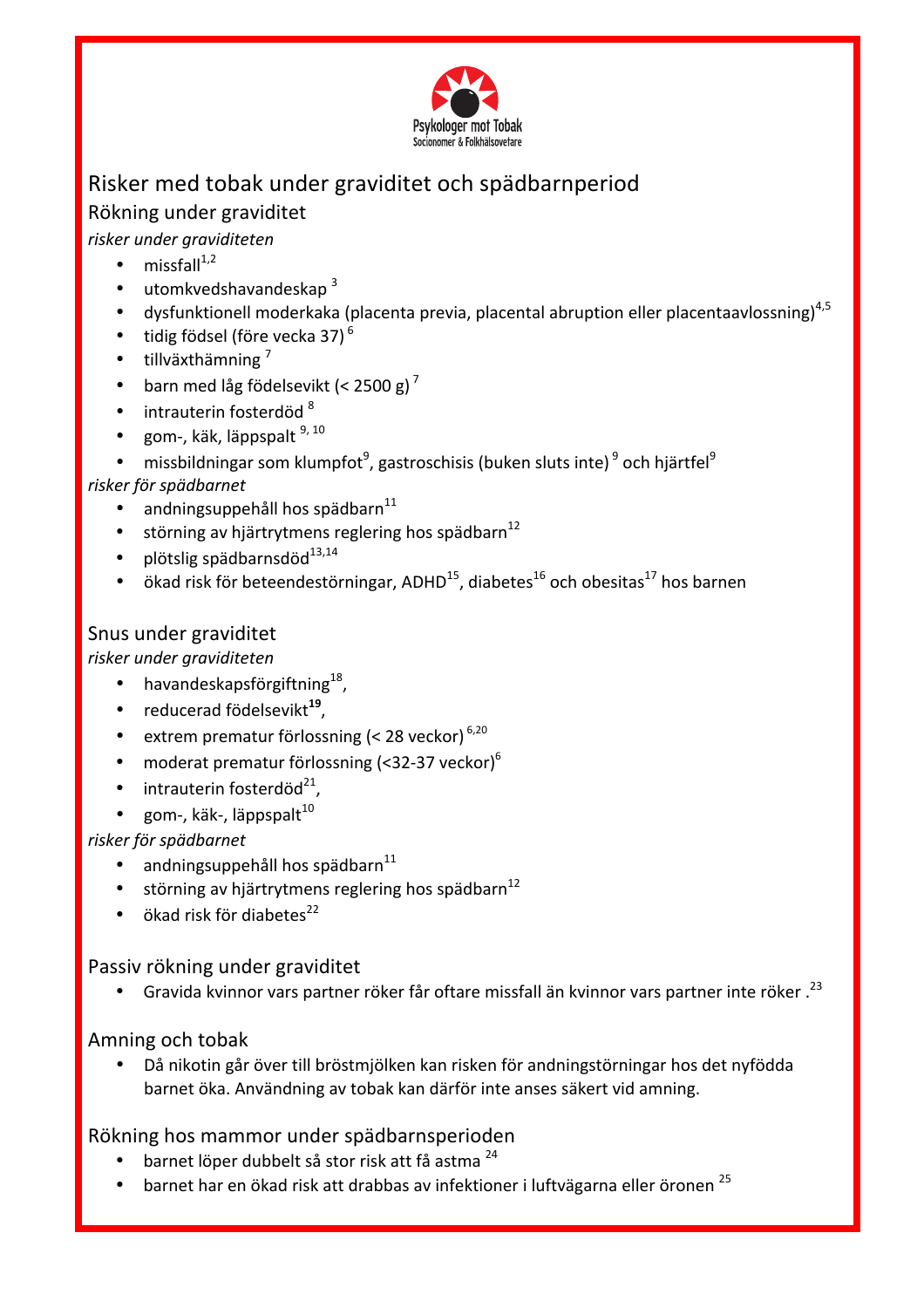Psykologer mot Tobak
Socionomer & Folkhälsovetare

# Risker med tobak under graviditet och spädbarnperiod

## Rökning under graviditet

*risker under graviditeten*

- missfall[1,2]
- utomkvedshavandeskap [3]
- dysfunktionell moderkaka (placenta previa, placental abruption eller placentaavlossning)[4,5]
- tidig födsel (före vecka 37) [6]
- tillväxthämning [7]
- barn med låg födelsevikt (< 2500 g) [7]
- intrauterin fosterdöd [8]
- gom-, käk, läppspalt [9, 10]
- missbildningar som klumpfot[9], gastroschisis (buken sluts inte) [9] och hjärtfel[9]

*risker för spädbarnet*

- andningsuppehåll hos spädbarn[11]
- störning av hjärtrytmens reglering hos spädbarn[12]
- plötslig spädbarnsdöd[13,14]
- ökad risk för beteendestörningar, ADHD[15], diabetes[16] och obesitas[17] hos barnen

## Snus under graviditet

*risker under graviditeten*

- havandeskapsförgiftning[18],
- reducerad födelsevikt**[19]**,
- extrem prematur förlossning (< 28 veckor) [6,20]
- moderat prematur förlossning (<32-37 veckor)[6]
- intrauterin fosterdöd[21],
- gom-, käk-, läppspalt[10]

*risker för spädbarnet*

- andningsuppehåll hos spädbarn[11]
- störning av hjärtrytmens reglering hos spädbarn[12]
- ökad risk för diabetes[22]

## Passiv rökning under graviditet

- Gravida kvinnor vars partner röker får oftare missfall än kvinnor vars partner inte röker .[23]

## Amning och tobak

- Då nikotin går över till bröstmjölken kan risken för andningstörningar hos det nyfödda barnet öka. Användning av tobak kan därför inte anses säkert vid amning.

## Rökning hos mammor under spädbarnsperioden

- barnet löper dubbelt så stor risk att få astma [24]
- barnet har en ökad risk att drabbas av infektioner i luftvägarna eller öronen [25]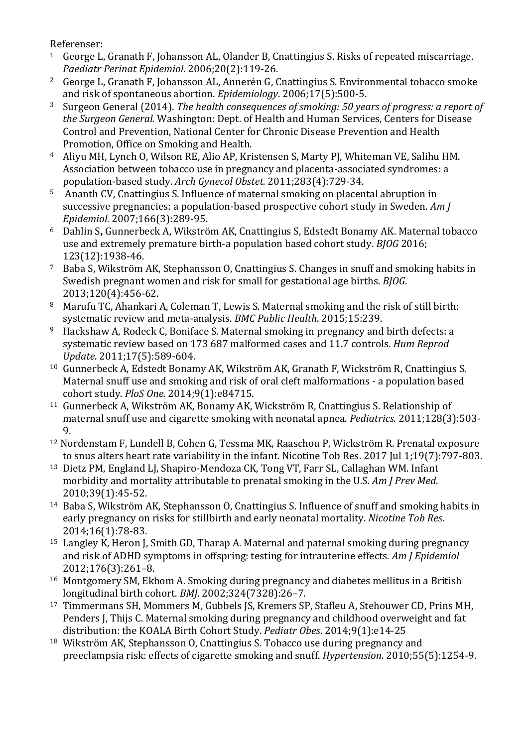Referenser:

[1] George L, Granath F, Johansson AL, Olander B, Cnattingius S. Risks of repeated miscarriage. *Paediatr Perinat Epidemiol*. 2006;20(2):119-26.

[2] George L, Granath F, Johansson AL, Annerén G, Cnattingius S. Environmental tobacco smoke and risk of spontaneous abortion. *Epidemiology*. 2006;17(5):500-5.

[3] Surgeon General (2014). *The health consequences of smoking: 50 years of progress: a report of the Surgeon General*. Washington: Dept. of Health and Human Services, Centers for Disease Control and Prevention, National Center for Chronic Disease Prevention and Health Promotion, Office on Smoking and Health.

[4] Aliyu MH, Lynch O, Wilson RE, Alio AP, Kristensen S, Marty PJ, Whiteman VE, Salihu HM. Association between tobacco use in pregnancy and placenta-associated syndromes: a population-based study. *Arch Gynecol Obstet.* 2011;283(4):729-34.

[5] Ananth CV, Cnattingius S. Influence of maternal smoking on placental abruption in successive pregnancies: a population-based prospective cohort study in Sweden. *Am J Epidemiol*. 2007;166(3):289-95.

[6] Dahlin S**,** Gunnerbeck A, Wikström AK, Cnattingius S, Edstedt Bonamy AK. Maternal tobacco use and extremely premature birth-a population based cohort study. *BJOG* 2016; 123(12):1938-46.

[7] Baba S, Wikström AK, Stephansson O, Cnattingius S. Changes in snuff and smoking habits in Swedish pregnant women and risk for small for gestational age births. *BJOG*. 2013;120(4):456-62.

[8] Marufu TC, Ahankari A, Coleman T, Lewis S. Maternal smoking and the risk of still birth: systematic review and meta-analysis. *BMC Public Health*. 2015;15:239.

[9] Hackshaw A, Rodeck C, Boniface S. Maternal smoking in pregnancy and birth defects: a systematic review based on 173 687 malformed cases and 11.7 controls. *Hum Reprod Update*. 2011;17(5):589-604.

[10] Gunnerbeck A, Edstedt Bonamy AK, Wikström AK, Granath F, Wickström R, Cnattingius S. Maternal snuff use and smoking and risk of oral cleft malformations - a population based cohort study. *PloS One.* 2014;9(1):e84715.

[11] Gunnerbeck A, Wikström AK, Bonamy AK, Wickström R, Cnattingius S. Relationship of maternal snuff use and cigarette smoking with neonatal apnea. *Pediatrics.* 2011;128(3):503-9.

[12] Nordenstam F, Lundell B, Cohen G, Tessma MK, Raaschou P, Wickström R. Prenatal exposure to snus alters heart rate variability in the infant. Nicotine Tob Res. 2017 Jul 1;19(7):797-803.

[13] Dietz PM, England LJ, Shapiro-Mendoza CK, Tong VT, Farr SL, Callaghan WM. Infant morbidity and mortality attributable to prenatal smoking in the U.S. *Am J Prev Med*. 2010;39(1):45-52.

[14] Baba S, Wikström AK, Stephansson O, Cnattingius S. Influence of snuff and smoking habits in early pregnancy on risks for stillbirth and early neonatal mortality. *Nicotine Tob Res*. 2014;16(1):78-83.

[15] Langley K, Heron J, Smith GD, Tharap A. Maternal and paternal smoking during pregnancy and risk of ADHD symptoms in offspring: testing for intrauterine effects. *Am J Epidemiol* 2012;176(3):261–8.

[16] Montgomery SM, Ekbom A. Smoking during pregnancy and diabetes mellitus in a British longitudinal birth cohort. *BMJ*. 2002;324(7328):26–7.

[17] Timmermans SH, Mommers M, Gubbels JS, Kremers SP, Stafleu A, Stehouwer CD, Prins MH, Penders J, Thijs C. Maternal smoking during pregnancy and childhood overweight and fat distribution: the KOALA Birth Cohort Study. *Pediatr Obes*. 2014;9(1):e14-25

[18] Wikström AK, Stephansson O, Cnattingius S. Tobacco use during pregnancy and preeclampsia risk: effects of cigarette smoking and snuff. *Hypertension*. 2010;55(5):1254-9.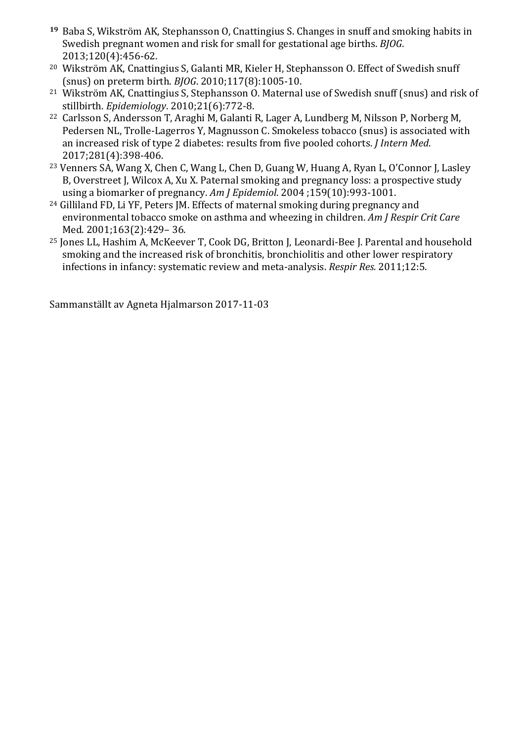[19] Baba S, Wikström AK, Stephansson O, Cnattingius S. Changes in snuff and smoking habits in Swedish pregnant women and risk for small for gestational age births. *BJOG*. 2013;120(4):456-62.

[20] Wikström AK, Cnattingius S, Galanti MR, Kieler H, Stephansson O. Effect of Swedish snuff (snus) on preterm birth. *BJOG*. 2010;117(8):1005-10.

[21] Wikström AK, Cnattingius S, Stephansson O. Maternal use of Swedish snuff (snus) and risk of stillbirth. *Epidemiology*. 2010;21(6):772-8.

[22] Carlsson S, Andersson T, Araghi M, Galanti R, Lager A, Lundberg M, Nilsson P, Norberg M, Pedersen NL, Trolle-Lagerros Y, Magnusson C. Smokeless tobacco (snus) is associated with an increased risk of type 2 diabetes: results from five pooled cohorts. *J Intern Med*. 2017;281(4):398-406.

[23] Venners SA, Wang X, Chen C, Wang L, Chen D, Guang W, Huang A, Ryan L, O'Connor J, Lasley B, Overstreet J, Wilcox A, Xu X. Paternal smoking and pregnancy loss: a prospective study using a biomarker of pregnancy. *Am J Epidemiol*. 2004 ;159(10):993-1001.

[24] Gilliland FD, Li YF, Peters JM. Effects of maternal smoking during pregnancy and environmental tobacco smoke on asthma and wheezing in children. *Am J Respir Crit Care* Med. 2001;163(2):429– 36.

[25] Jones LL, Hashim A, McKeever T, Cook DG, Britton J, Leonardi-Bee J. Parental and household smoking and the increased risk of bronchitis, bronchiolitis and other lower respiratory infections in infancy: systematic review and meta-analysis. *Respir Res*. 2011;12:5.

Sammanställt av Agneta Hjalmarson 2017-11-03